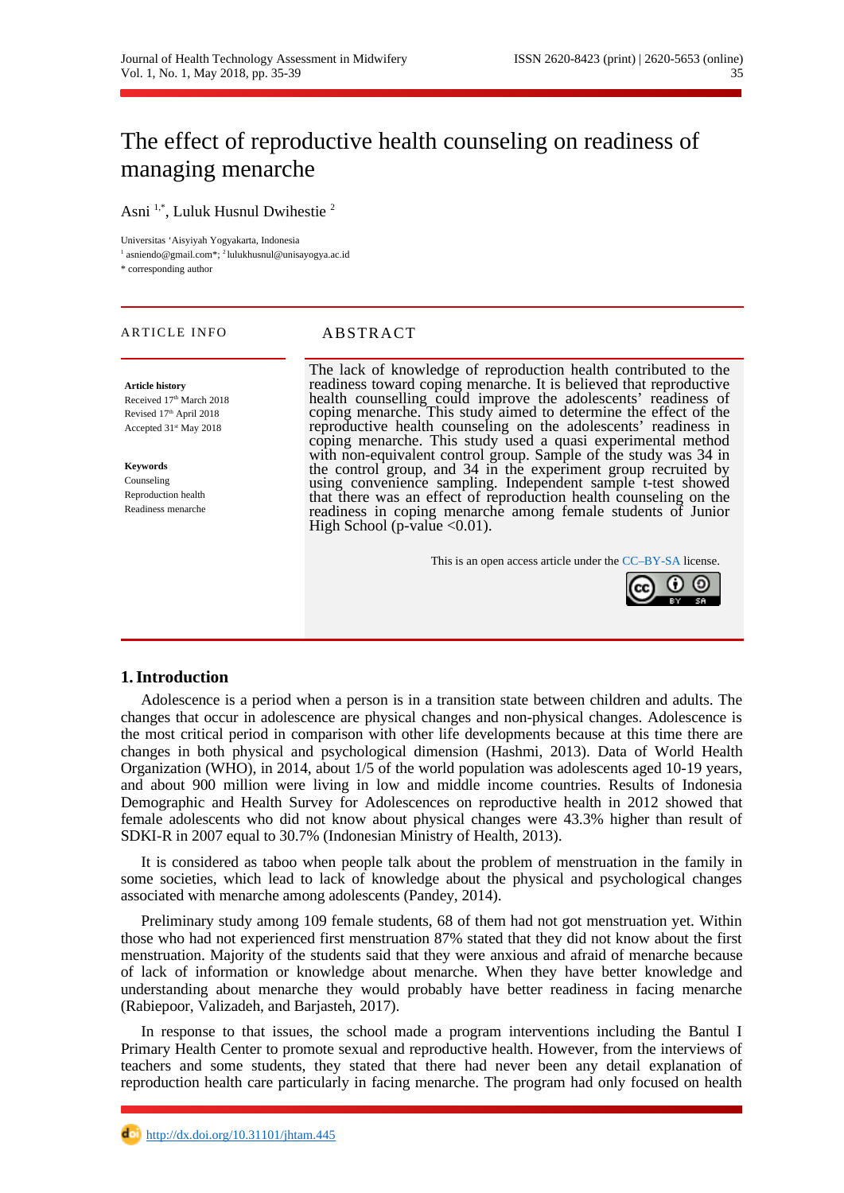# The effect of reproductive health counseling on readiness of managing menarche

Asni [1,*], Luluk Husnul Dwihestie [2]

Universitas 'Aisyiyah Yogyakarta, Indonesia
[1] asniendo@gmail.com*; [2] lulukhusnul@unisayogya.ac.id
* corresponding author

**ARTICLE INFO**

**Article history**
Received 17th March 2018
Revised 17th April 2018
Accepted 31st May 2018

**Keywords**
Counseling
Reproduction health
Readiness menarche

**ABSTRACT**

The lack of knowledge of reproduction health contributed to the readiness toward coping menarche. It is believed that reproductive health counselling could improve the adolescents' readiness of coping menarche. This study aimed to determine the effect of the reproductive health counseling on the adolescents' readiness in coping menarche. This study used a quasi experimental method with non-equivalent control group. Sample of the study was 34 in the control group, and 34 in the experiment group recruited by using convenience sampling. Independent sample t-test showed that there was an effect of reproduction health counseling on the readiness in coping menarche among female students of Junior High School (p-value <0.01).

This is an open access article under the CC–BY-SA license.

## 1. Introduction

Adolescence is a period when a person is in a transition state between children and adults. The changes that occur in adolescence are physical changes and non-physical changes. Adolescence is the most critical period in comparison with other life developments because at this time there are changes in both physical and psychological dimension (Hashmi, 2013). Data of World Health Organization (WHO), in 2014, about 1/5 of the world population was adolescents aged 10-19 years, and about 900 million were living in low and middle income countries. Results of Indonesia Demographic and Health Survey for Adolescences on reproductive health in 2012 showed that female adolescents who did not know about physical changes were 43.3% higher than result of SDKI-R in 2007 equal to 30.7% (Indonesian Ministry of Health, 2013).

It is considered as taboo when people talk about the problem of menstruation in the family in some societies, which lead to lack of knowledge about the physical and psychological changes associated with menarche among adolescents (Pandey, 2014).

Preliminary study among 109 female students, 68 of them had not got menstruation yet. Within those who had not experienced first menstruation 87% stated that they did not know about the first menstruation. Majority of the students said that they were anxious and afraid of menarche because of lack of information or knowledge about menarche. When they have better knowledge and understanding about menarche they would probably have better readiness in facing menarche (Rabiepoor, Valizadeh, and Barjasteh, 2017).

In response to that issues, the school made a program interventions including the Bantul I Primary Health Center to promote sexual and reproductive health. However, from the interviews of teachers and some students, they stated that there had never been any detail explanation of reproduction health care particularly in facing menarche. The program had only focused on health

http://dx.doi.org/10.31101/jhtam.445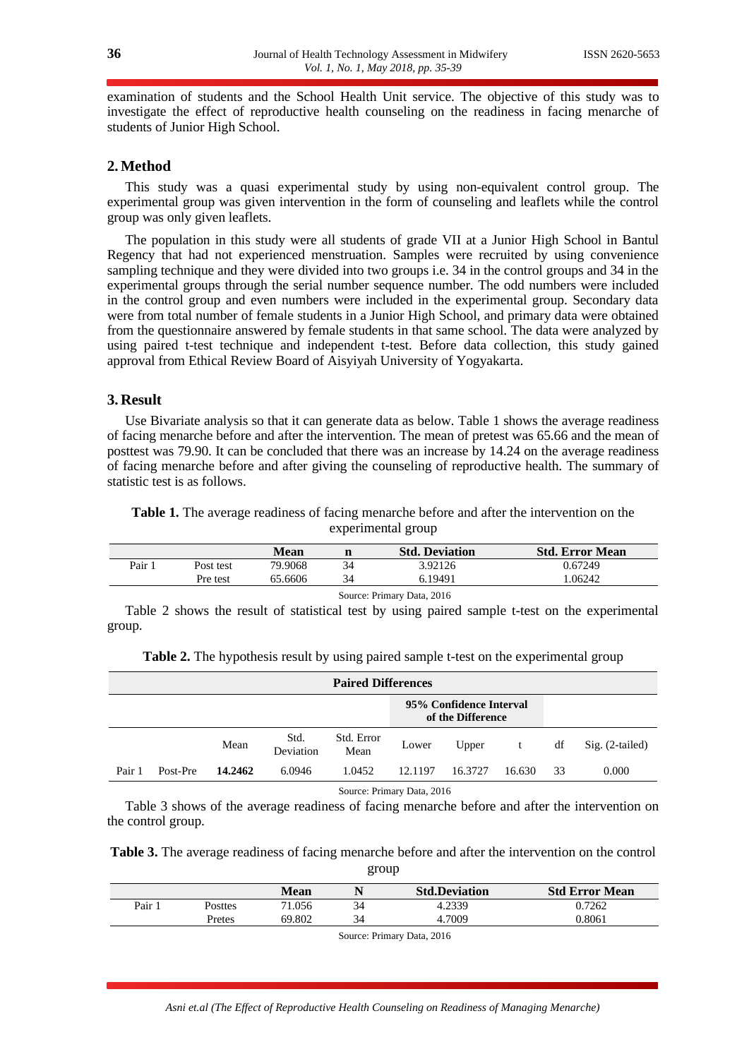examination of students and the School Health Unit service. The objective of this study was to investigate the effect of reproductive health counseling on the readiness in facing menarche of students of Junior High School.

## 2. Method

This study was a quasi experimental study by using non-equivalent control group. The experimental group was given intervention in the form of counseling and leaflets while the control group was only given leaflets.

The population in this study were all students of grade VII at a Junior High School in Bantul Regency that had not experienced menstruation. Samples were recruited by using convenience sampling technique and they were divided into two groups i.e. 34 in the control groups and 34 in the experimental groups through the serial number sequence number. The odd numbers were included in the control group and even numbers were included in the experimental group. Secondary data were from total number of female students in a Junior High School, and primary data were obtained from the questionnaire answered by female students in that same school. The data were analyzed by using paired t-test technique and independent t-test. Before data collection, this study gained approval from Ethical Review Board of Aisyiyah University of Yogyakarta.

## 3. Result

Use Bivariate analysis so that it can generate data as below. Table 1 shows the average readiness of facing menarche before and after the intervention. The mean of pretest was 65.66 and the mean of posttest was 79.90. It can be concluded that there was an increase by 14.24 on the average readiness of facing menarche before and after giving the counseling of reproductive health. The summary of statistic test is as follows.

**Table 1.** The average readiness of facing menarche before and after the intervention on the experimental group

| | | Mean | n | Std. Deviation | Std. Error Mean |
|---|---|---|---|---|---|
| Pair 1 | Post test | 79.9068 | 34 | 3.92126 | 0.67249 |
| | Pre test | 65.6606 | 34 | 6.19491 | 1.06242 |

Source: Primary Data, 2016

Table 2 shows the result of statistical test by using paired sample t-test on the experimental group.

**Table 2.** The hypothesis result by using paired sample t-test on the experimental group

| | | Paired Differences | | | | | | | |
|---|---|---|---|---|---|---|---|---|---|
| | | | | | 95% Confidence Interval of the Difference | | | | |
| | | Mean | Std. Deviation | Std. Error Mean | Lower | Upper | t | df | Sig. (2-tailed) |
| Pair 1 | Post-Pre | **14.2462** | 6.0946 | 1.0452 | 12.1197 | 16.3727 | 16.630 | 33 | 0.000 |

Source: Primary Data, 2016

Table 3 shows of the average readiness of facing menarche before and after the intervention on the control group.

**Table 3.** The average readiness of facing menarche before and after the intervention on the control group

| | | Mean | N | Std.Deviation | Std Error Mean |
|---|---|---|---|---|---|
| Pair 1 | Posttes | 71.056 | 34 | 4.2339 | 0.7262 |
| | Pretes | 69.802 | 34 | 4.7009 | 0.8061 |

Source: Primary Data, 2016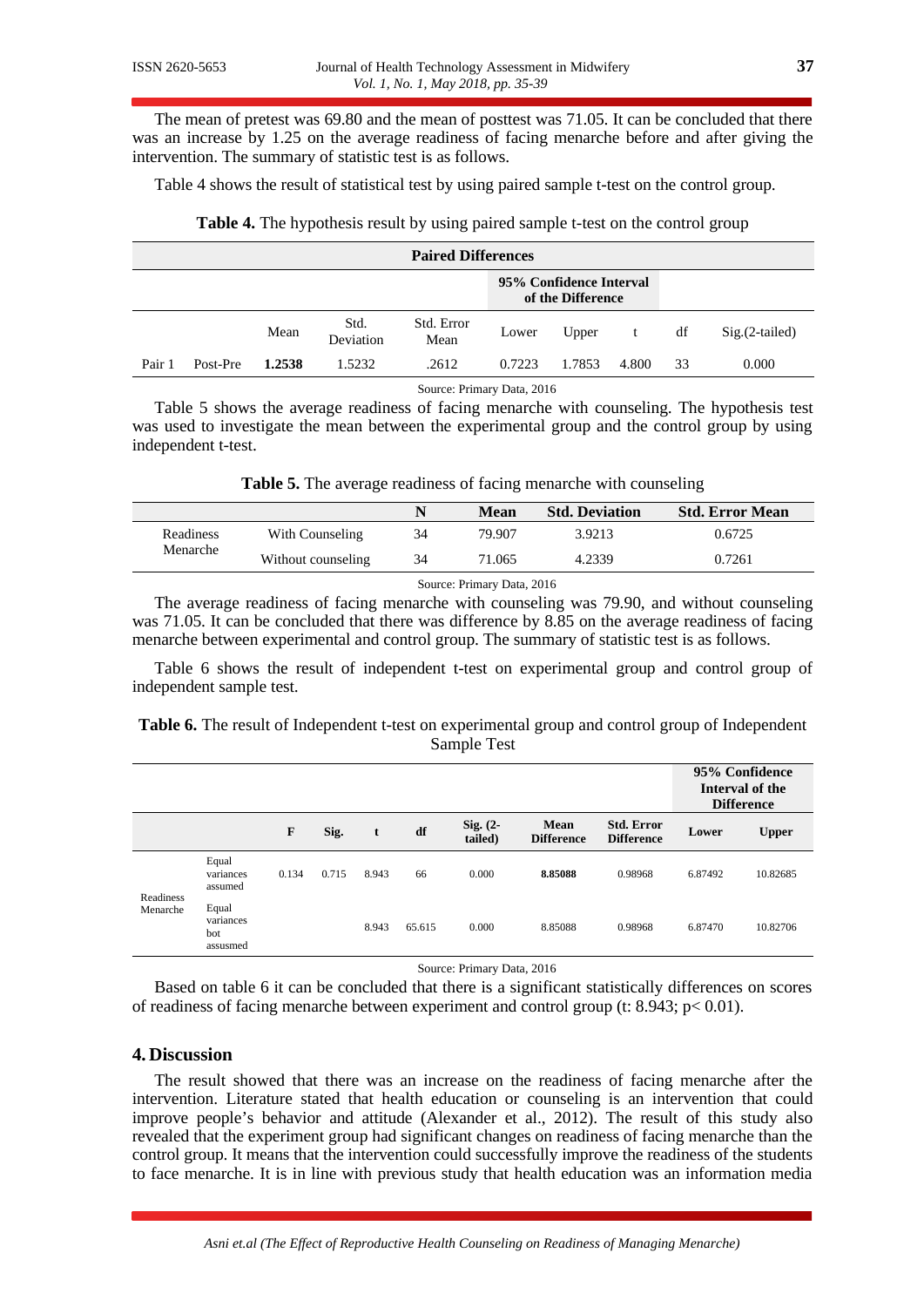The mean of pretest was 69.80 and the mean of posttest was 71.05. It can be concluded that there was an increase by 1.25 on the average readiness of facing menarche before and after giving the intervention. The summary of statistic test is as follows.

Table 4 shows the result of statistical test by using paired sample t-test on the control group.

**Table 4.** The hypothesis result by using paired sample t-test on the control group

| | | Paired Differences | | | | | | | |
|---|---|---|---|---|---|---|---|---|---|
| | | | | | 95% Confidence Interval of the Difference | | | | |
| | | Mean | Std. Deviation | Std. Error Mean | Lower | Upper | t | df | Sig.(2-tailed) |
| Pair 1 | Post-Pre | **1.2538** | 1.5232 | .2612 | 0.7223 | 1.7853 | 4.800 | 33 | 0.000 |

Source: Primary Data, 2016

Table 5 shows the average readiness of facing menarche with counseling. The hypothesis test was used to investigate the mean between the experimental group and the control group by using independent t-test.

**Table 5.** The average readiness of facing menarche with counseling

| | | N | Mean | Std. Deviation | Std. Error Mean |
|---|---|---|---|---|---|
| Readiness Menarche | With Counseling | 34 | 79.907 | 3.9213 | 0.6725 |
| | Without counseling | 34 | 71.065 | 4.2339 | 0.7261 |

Source: Primary Data, 2016

The average readiness of facing menarche with counseling was 79.90, and without counseling was 71.05. It can be concluded that there was difference by 8.85 on the average readiness of facing menarche between experimental and control group. The summary of statistic test is as follows.

Table 6 shows the result of independent t-test on experimental group and control group of independent sample test.

**Table 6.** The result of Independent t-test on experimental group and control group of Independent Sample Test

| | | | | | | | | | 95% Confidence Interval of the Difference | |
|---|---|---|---|---|---|---|---|---|---|---|
| | | **F** | **Sig.** | **t** | **df** | **Sig. (2-tailed)** | **Mean Difference** | **Std. Error Difference** | **Lower** | **Upper** |
| Readiness Menarche | Equal variances assumed | 0.134 | 0.715 | 8.943 | 66 | 0.000 | **8.85088** | 0.98968 | 6.87492 | 10.82685 |
| | Equal variances bot assusmed | | | 8.943 | 65.615 | 0.000 | 8.85088 | 0.98968 | 6.87470 | 10.82706 |

Source: Primary Data, 2016

Based on table 6 it can be concluded that there is a significant statistically differences on scores of readiness of facing menarche between experiment and control group (t: 8.943; $p < 0.01$).

## 4. Discussion

The result showed that there was an increase on the readiness of facing menarche after the intervention. Literature stated that health education or counseling is an intervention that could improve people's behavior and attitude (Alexander et al., 2012). The result of this study also revealed that the experiment group had significant changes on readiness of facing menarche than the control group. It means that the intervention could successfully improve the readiness of the students to face menarche. It is in line with previous study that health education was an information media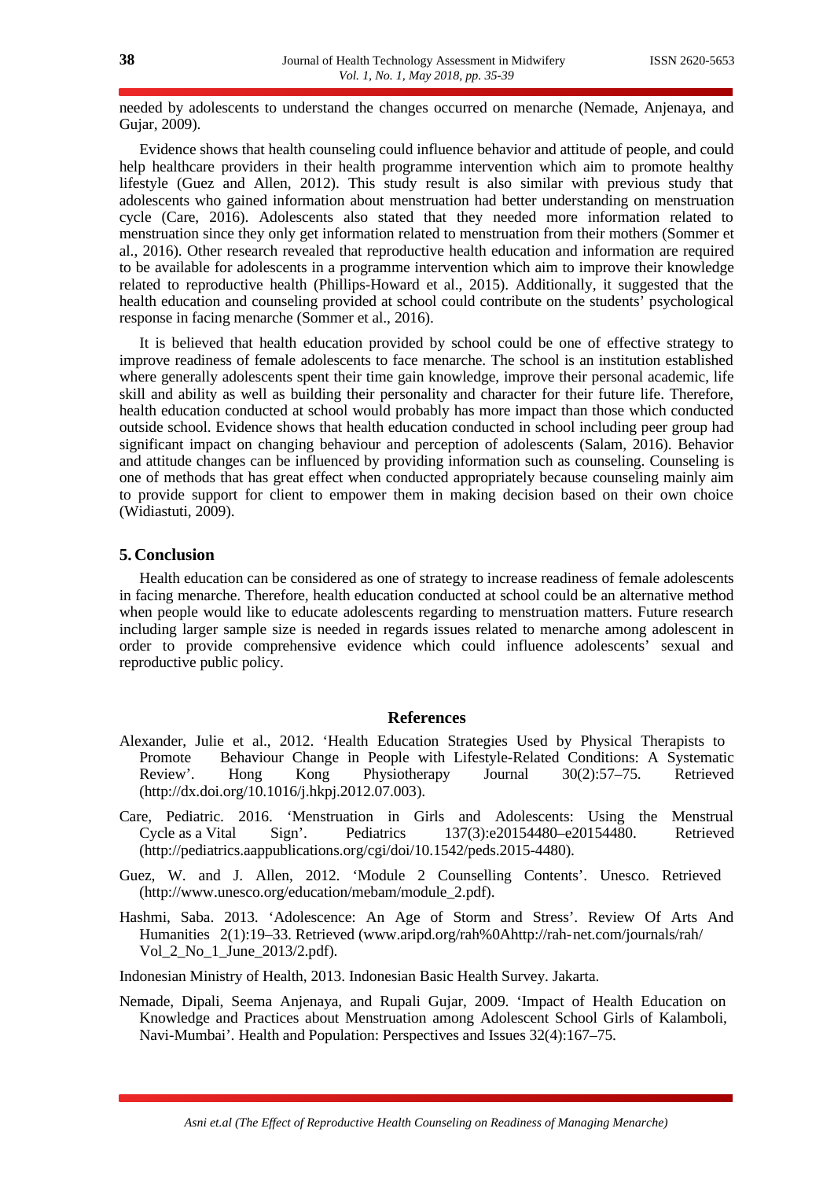needed by adolescents to understand the changes occurred on menarche (Nemade, Anjenaya, and Gujar, 2009).

Evidence shows that health counseling could influence behavior and attitude of people, and could help healthcare providers in their health programme intervention which aim to promote healthy lifestyle (Guez and Allen, 2012). This study result is also similar with previous study that adolescents who gained information about menstruation had better understanding on menstruation cycle (Care, 2016). Adolescents also stated that they needed more information related to menstruation since they only get information related to menstruation from their mothers (Sommer et al., 2016). Other research revealed that reproductive health education and information are required to be available for adolescents in a programme intervention which aim to improve their knowledge related to reproductive health (Phillips-Howard et al., 2015). Additionally, it suggested that the health education and counseling provided at school could contribute on the students' psychological response in facing menarche (Sommer et al., 2016).

It is believed that health education provided by school could be one of effective strategy to improve readiness of female adolescents to face menarche. The school is an institution established where generally adolescents spent their time gain knowledge, improve their personal academic, life skill and ability as well as building their personality and character for their future life. Therefore, health education conducted at school would probably has more impact than those which conducted outside school. Evidence shows that health education conducted in school including peer group had significant impact on changing behaviour and perception of adolescents (Salam, 2016). Behavior and attitude changes can be influenced by providing information such as counseling. Counseling is one of methods that has great effect when conducted appropriately because counseling mainly aim to provide support for client to empower them in making decision based on their own choice (Widiastuti, 2009).

## 5. Conclusion

Health education can be considered as one of strategy to increase readiness of female adolescents in facing menarche. Therefore, health education conducted at school could be an alternative method when people would like to educate adolescents regarding to menstruation matters. Future research including larger sample size is needed in regards issues related to menarche among adolescent in order to provide comprehensive evidence which could influence adolescents' sexual and reproductive public policy.

## References

Alexander, Julie et al., 2012. 'Health Education Strategies Used by Physical Therapists to Promote Behaviour Change in People with Lifestyle-Related Conditions: A Systematic Review'. Hong Kong Physiotherapy Journal 30(2):57–75. Retrieved (http://dx.doi.org/10.1016/j.hkpj.2012.07.003).

Care, Pediatric. 2016. 'Menstruation in Girls and Adolescents: Using the Menstrual Cycle as a Vital Sign'. Pediatrics 137(3):e20154480–e20154480. Retrieved (http://pediatrics.aappublications.org/cgi/doi/10.1542/peds.2015-4480).

Guez, W. and J. Allen, 2012. 'Module 2 Counselling Contents'. Unesco. Retrieved (http://www.unesco.org/education/mebam/module_2.pdf).

Hashmi, Saba. 2013. 'Adolescence: An Age of Storm and Stress'. Review Of Arts And Humanities 2(1):19–33. Retrieved (www.aripd.org/rah%0Ahttp://rah-net.com/journals/rah/Vol_2_No_1_June_2013/2.pdf).

Indonesian Ministry of Health, 2013. Indonesian Basic Health Survey. Jakarta.

Nemade, Dipali, Seema Anjenaya, and Rupali Gujar, 2009. 'Impact of Health Education on Knowledge and Practices about Menstruation among Adolescent School Girls of Kalamboli, Navi-Mumbai'. Health and Population: Perspectives and Issues 32(4):167–75.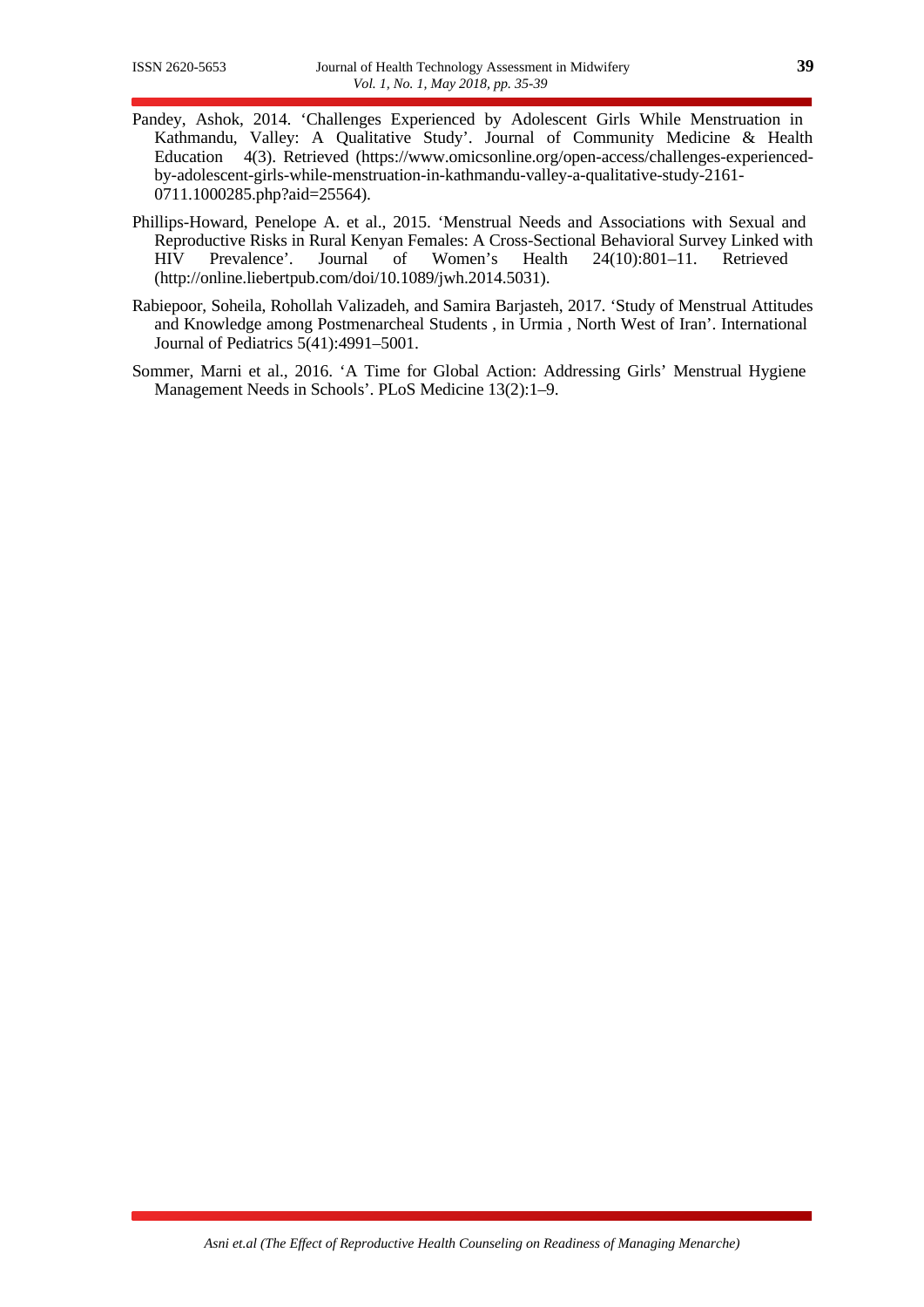Pandey, Ashok, 2014. 'Challenges Experienced by Adolescent Girls While Menstruation in Kathmandu, Valley: A Qualitative Study'. Journal of Community Medicine & Health Education 4(3). Retrieved (https://www.omicsonline.org/open-access/challenges-experienced-by-adolescent-girls-while-menstruation-in-kathmandu-valley-a-qualitative-study-2161-0711.1000285.php?aid=25564).

Phillips-Howard, Penelope A. et al., 2015. 'Menstrual Needs and Associations with Sexual and Reproductive Risks in Rural Kenyan Females: A Cross-Sectional Behavioral Survey Linked with HIV Prevalence'. Journal of Women's Health 24(10):801–11. Retrieved (http://online.liebertpub.com/doi/10.1089/jwh.2014.5031).

Rabiepoor, Soheila, Rohollah Valizadeh, and Samira Barjasteh, 2017. 'Study of Menstrual Attitudes and Knowledge among Postmenarcheal Students , in Urmia , North West of Iran'. International Journal of Pediatrics 5(41):4991–5001.

Sommer, Marni et al., 2016. 'A Time for Global Action: Addressing Girls' Menstrual Hygiene Management Needs in Schools'. PLoS Medicine 13(2):1–9.